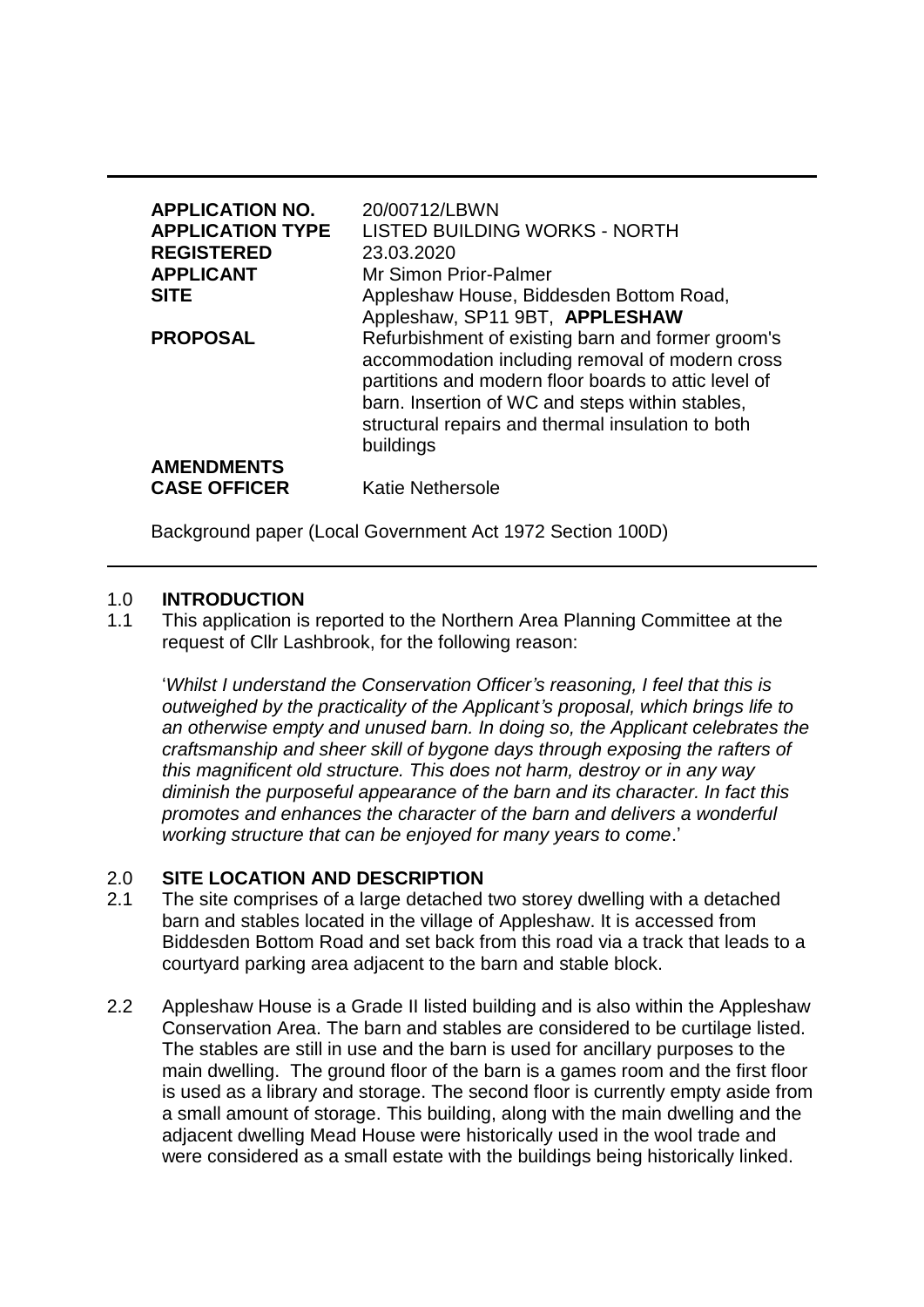| | |
|---|---|
| **APPLICATION NO.** | 20/00712/LBWN |
| **APPLICATION TYPE** | LISTED BUILDING WORKS - NORTH |
| **REGISTERED** | 23.03.2020 |
| **APPLICANT** | Mr Simon Prior-Palmer |
| **SITE** | Appleshaw House, Biddesden Bottom Road, Appleshaw, SP11 9BT, **APPLESHAW** |
| **PROPOSAL** | Refurbishment of existing barn and former groom's accommodation including removal of modern cross partitions and modern floor boards to attic level of barn. Insertion of WC and steps within stables, structural repairs and thermal insulation to both buildings |
| **AMENDMENTS** | |
| **CASE OFFICER** | Katie Nethersole |

Background paper (Local Government Act 1972 Section 100D)

## 1.0 INTRODUCTION

1.1 This application is reported to the Northern Area Planning Committee at the request of Cllr Lashbrook, for the following reason:

'*Whilst I understand the Conservation Officer's reasoning, I feel that this is outweighed by the practicality of the Applicant's proposal, which brings life to an otherwise empty and unused barn. In doing so, the Applicant celebrates the craftsmanship and sheer skill of bygone days through exposing the rafters of this magnificent old structure. This does not harm, destroy or in any way diminish the purposeful appearance of the barn and its character. In fact this promotes and enhances the character of the barn and delivers a wonderful working structure that can be enjoyed for many years to come*.'

## 2.0 SITE LOCATION AND DESCRIPTION

2.1 The site comprises of a large detached two storey dwelling with a detached barn and stables located in the village of Appleshaw. It is accessed from Biddesden Bottom Road and set back from this road via a track that leads to a courtyard parking area adjacent to the barn and stable block.

2.2 Appleshaw House is a Grade II listed building and is also within the Appleshaw Conservation Area. The barn and stables are considered to be curtilage listed. The stables are still in use and the barn is used for ancillary purposes to the main dwelling. The ground floor of the barn is a games room and the first floor is used as a library and storage. The second floor is currently empty aside from a small amount of storage. This building, along with the main dwelling and the adjacent dwelling Mead House were historically used in the wool trade and were considered as a small estate with the buildings being historically linked.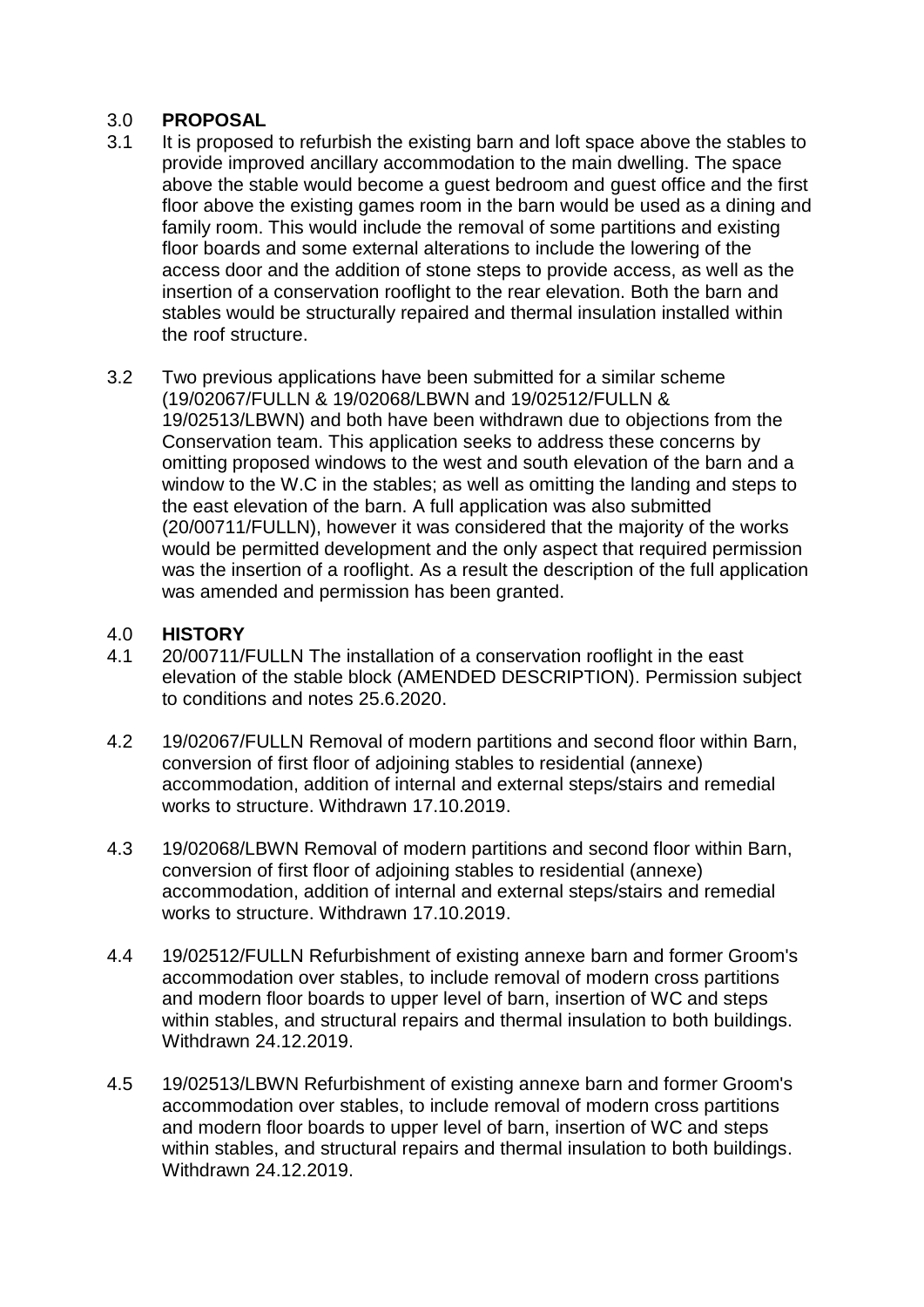## 3.0 PROPOSAL

3.1 It is proposed to refurbish the existing barn and loft space above the stables to provide improved ancillary accommodation to the main dwelling. The space above the stable would become a guest bedroom and guest office and the first floor above the existing games room in the barn would be used as a dining and family room. This would include the removal of some partitions and existing floor boards and some external alterations to include the lowering of the access door and the addition of stone steps to provide access, as well as the insertion of a conservation rooflight to the rear elevation. Both the barn and stables would be structurally repaired and thermal insulation installed within the roof structure.

3.2 Two previous applications have been submitted for a similar scheme (19/02067/FULLN & 19/02068/LBWN and 19/02512/FULLN & 19/02513/LBWN) and both have been withdrawn due to objections from the Conservation team. This application seeks to address these concerns by omitting proposed windows to the west and south elevation of the barn and a window to the W.C in the stables; as well as omitting the landing and steps to the east elevation of the barn. A full application was also submitted (20/00711/FULLN), however it was considered that the majority of the works would be permitted development and the only aspect that required permission was the insertion of a rooflight. As a result the description of the full application was amended and permission has been granted.

## 4.0 HISTORY

4.1 20/00711/FULLN The installation of a conservation rooflight in the east elevation of the stable block (AMENDED DESCRIPTION). Permission subject to conditions and notes 25.6.2020.

4.2 19/02067/FULLN Removal of modern partitions and second floor within Barn, conversion of first floor of adjoining stables to residential (annexe) accommodation, addition of internal and external steps/stairs and remedial works to structure. Withdrawn 17.10.2019.

4.3 19/02068/LBWN Removal of modern partitions and second floor within Barn, conversion of first floor of adjoining stables to residential (annexe) accommodation, addition of internal and external steps/stairs and remedial works to structure. Withdrawn 17.10.2019.

4.4 19/02512/FULLN Refurbishment of existing annexe barn and former Groom's accommodation over stables, to include removal of modern cross partitions and modern floor boards to upper level of barn, insertion of WC and steps within stables, and structural repairs and thermal insulation to both buildings. Withdrawn 24.12.2019.

4.5 19/02513/LBWN Refurbishment of existing annexe barn and former Groom's accommodation over stables, to include removal of modern cross partitions and modern floor boards to upper level of barn, insertion of WC and steps within stables, and structural repairs and thermal insulation to both buildings. Withdrawn 24.12.2019.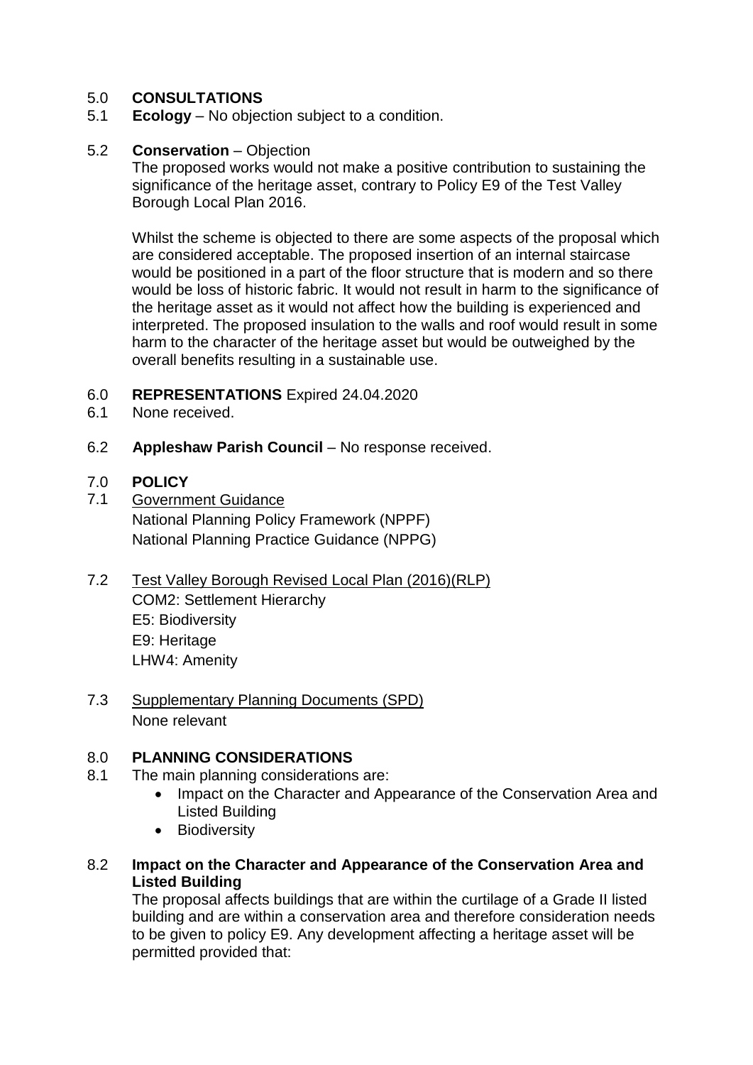## 5.0 CONSULTATIONS

5.1 **Ecology** – No objection subject to a condition.

5.2 **Conservation** – Objection

The proposed works would not make a positive contribution to sustaining the significance of the heritage asset, contrary to Policy E9 of the Test Valley Borough Local Plan 2016.

Whilst the scheme is objected to there are some aspects of the proposal which are considered acceptable. The proposed insertion of an internal staircase would be positioned in a part of the floor structure that is modern and so there would be loss of historic fabric. It would not result in harm to the significance of the heritage asset as it would not affect how the building is experienced and interpreted. The proposed insulation to the walls and roof would result in some harm to the character of the heritage asset but would be outweighed by the overall benefits resulting in a sustainable use.

## 6.0 REPRESENTATIONS Expired 24.04.2020

6.1 None received.

6.2 **Appleshaw Parish Council** – No response received.

## 7.0 POLICY

7.1 Government Guidance

National Planning Policy Framework (NPPF)
National Planning Practice Guidance (NPPG)

7.2 Test Valley Borough Revised Local Plan (2016)(RLP)

COM2: Settlement Hierarchy
E5: Biodiversity
E9: Heritage
LHW4: Amenity

7.3 Supplementary Planning Documents (SPD)

None relevant

## 8.0 PLANNING CONSIDERATIONS

8.1 The main planning considerations are:

- Impact on the Character and Appearance of the Conservation Area and Listed Building
- Biodiversity

8.2 **Impact on the Character and Appearance of the Conservation Area and Listed Building**

The proposal affects buildings that are within the curtilage of a Grade II listed building and are within a conservation area and therefore consideration needs to be given to policy E9. Any development affecting a heritage asset will be permitted provided that: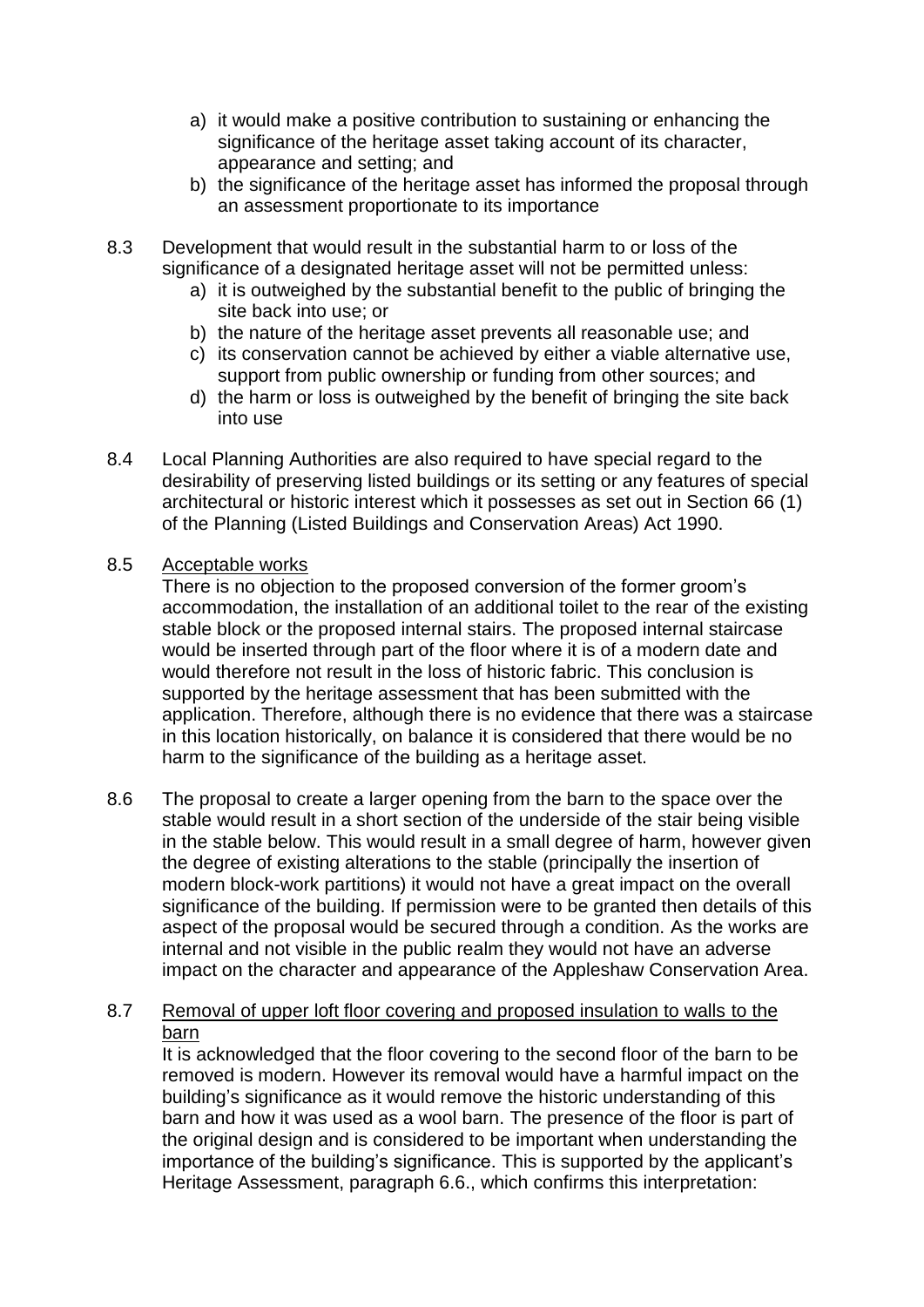a) it would make a positive contribution to sustaining or enhancing the significance of the heritage asset taking account of its character, appearance and setting; and
b) the significance of the heritage asset has informed the proposal through an assessment proportionate to its importance

8.3 Development that would result in the substantial harm to or loss of the significance of a designated heritage asset will not be permitted unless:
a) it is outweighed by the substantial benefit to the public of bringing the site back into use; or
b) the nature of the heritage asset prevents all reasonable use; and
c) its conservation cannot be achieved by either a viable alternative use, support from public ownership or funding from other sources; and
d) the harm or loss is outweighed by the benefit of bringing the site back into use

8.4 Local Planning Authorities are also required to have special regard to the desirability of preserving listed buildings or its setting or any features of special architectural or historic interest which it possesses as set out in Section 66 (1) of the Planning (Listed Buildings and Conservation Areas) Act 1990.

8.5 Acceptable works

There is no objection to the proposed conversion of the former groom's accommodation, the installation of an additional toilet to the rear of the existing stable block or the proposed internal stairs. The proposed internal staircase would be inserted through part of the floor where it is of a modern date and would therefore not result in the loss of historic fabric. This conclusion is supported by the heritage assessment that has been submitted with the application. Therefore, although there is no evidence that there was a staircase in this location historically, on balance it is considered that there would be no harm to the significance of the building as a heritage asset.

8.6 The proposal to create a larger opening from the barn to the space over the stable would result in a short section of the underside of the stair being visible in the stable below. This would result in a small degree of harm, however given the degree of existing alterations to the stable (principally the insertion of modern block-work partitions) it would not have a great impact on the overall significance of the building. If permission were to be granted then details of this aspect of the proposal would be secured through a condition. As the works are internal and not visible in the public realm they would not have an adverse impact on the character and appearance of the Appleshaw Conservation Area.

8.7 Removal of upper loft floor covering and proposed insulation to walls to the barn

It is acknowledged that the floor covering to the second floor of the barn to be removed is modern. However its removal would have a harmful impact on the building's significance as it would remove the historic understanding of this barn and how it was used as a wool barn. The presence of the floor is part of the original design and is considered to be important when understanding the importance of the building's significance. This is supported by the applicant's Heritage Assessment, paragraph 6.6., which confirms this interpretation: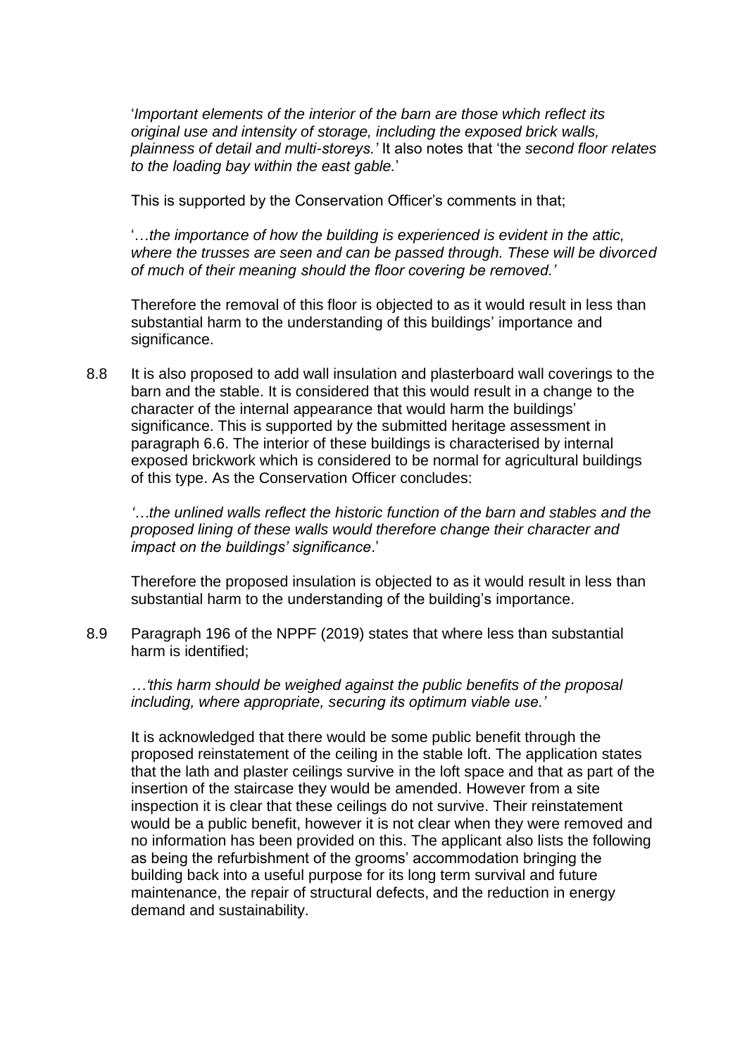'*Important elements of the interior of the barn are those which reflect its original use and intensity of storage, including the exposed brick walls, plainness of detail and multi-storeys.'* It also notes that 'th*e second floor relates to the loading bay within the east gable.*'

This is supported by the Conservation Officer's comments in that;

'…*the importance of how the building is experienced is evident in the attic, where the trusses are seen and can be passed through. These will be divorced of much of their meaning should the floor covering be removed.'*

Therefore the removal of this floor is objected to as it would result in less than substantial harm to the understanding of this buildings' importance and significance.

8.8 It is also proposed to add wall insulation and plasterboard wall coverings to the barn and the stable. It is considered that this would result in a change to the character of the internal appearance that would harm the buildings' significance. This is supported by the submitted heritage assessment in paragraph 6.6. The interior of these buildings is characterised by internal exposed brickwork which is considered to be normal for agricultural buildings of this type. As the Conservation Officer concludes:

*'…the unlined walls reflect the historic function of the barn and stables and the proposed lining of these walls would therefore change their character and impact on the buildings' significance*.'

Therefore the proposed insulation is objected to as it would result in less than substantial harm to the understanding of the building's importance.

8.9 Paragraph 196 of the NPPF (2019) states that where less than substantial harm is identified;

*…'this harm should be weighed against the public benefits of the proposal including, where appropriate, securing its optimum viable use.'*

It is acknowledged that there would be some public benefit through the proposed reinstatement of the ceiling in the stable loft. The application states that the lath and plaster ceilings survive in the loft space and that as part of the insertion of the staircase they would be amended. However from a site inspection it is clear that these ceilings do not survive. Their reinstatement would be a public benefit, however it is not clear when they were removed and no information has been provided on this. The applicant also lists the following as being the refurbishment of the grooms' accommodation bringing the building back into a useful purpose for its long term survival and future maintenance, the repair of structural defects, and the reduction in energy demand and sustainability.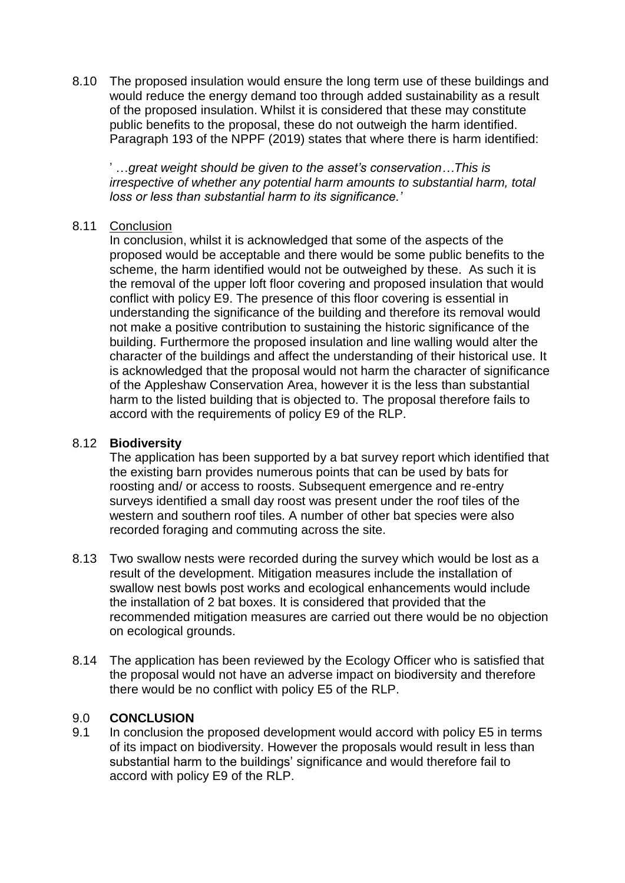8.10 The proposed insulation would ensure the long term use of these buildings and would reduce the energy demand too through added sustainability as a result of the proposed insulation. Whilst it is considered that these may constitute public benefits to the proposal, these do not outweigh the harm identified. Paragraph 193 of the NPPF (2019) states that where there is harm identified:

> ' …*great weight should be given to the asset's conservation…This is irrespective of whether any potential harm amounts to substantial harm, total loss or less than substantial harm to its significance.'*

8.11 Conclusion

In conclusion, whilst it is acknowledged that some of the aspects of the proposed would be acceptable and there would be some public benefits to the scheme, the harm identified would not be outweighed by these. As such it is the removal of the upper loft floor covering and proposed insulation that would conflict with policy E9. The presence of this floor covering is essential in understanding the significance of the building and therefore its removal would not make a positive contribution to sustaining the historic significance of the building. Furthermore the proposed insulation and line walling would alter the character of the buildings and affect the understanding of their historical use. It is acknowledged that the proposal would not harm the character of significance of the Appleshaw Conservation Area, however it is the less than substantial harm to the listed building that is objected to. The proposal therefore fails to accord with the requirements of policy E9 of the RLP.

8.12 **Biodiversity**

The application has been supported by a bat survey report which identified that the existing barn provides numerous points that can be used by bats for roosting and/ or access to roosts. Subsequent emergence and re-entry surveys identified a small day roost was present under the roof tiles of the western and southern roof tiles. A number of other bat species were also recorded foraging and commuting across the site.

8.13 Two swallow nests were recorded during the survey which would be lost as a result of the development. Mitigation measures include the installation of swallow nest bowls post works and ecological enhancements would include the installation of 2 bat boxes. It is considered that provided that the recommended mitigation measures are carried out there would be no objection on ecological grounds.

8.14 The application has been reviewed by the Ecology Officer who is satisfied that the proposal would not have an adverse impact on biodiversity and therefore there would be no conflict with policy E5 of the RLP.

## 9.0 CONCLUSION

9.1 In conclusion the proposed development would accord with policy E5 in terms of its impact on biodiversity. However the proposals would result in less than substantial harm to the buildings' significance and would therefore fail to accord with policy E9 of the RLP.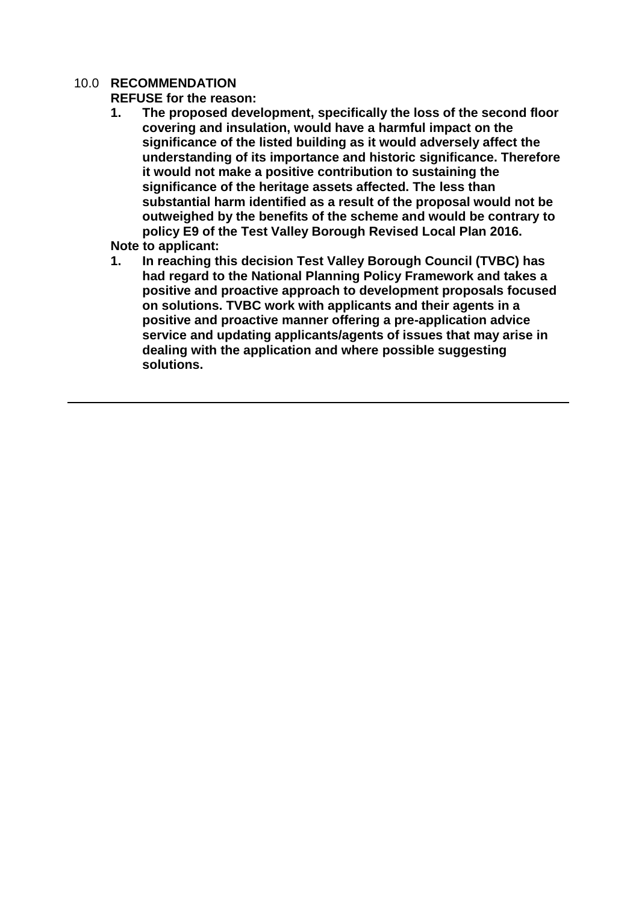## 10.0 RECOMMENDATION

**REFUSE for the reason:**

1. **The proposed development, specifically the loss of the second floor covering and insulation, would have a harmful impact on the significance of the listed building as it would adversely affect the understanding of its importance and historic significance. Therefore it would not make a positive contribution to sustaining the significance of the heritage assets affected. The less than substantial harm identified as a result of the proposal would not be outweighed by the benefits of the scheme and would be contrary to policy E9 of the Test Valley Borough Revised Local Plan 2016.**

**Note to applicant:**

1. **In reaching this decision Test Valley Borough Council (TVBC) has had regard to the National Planning Policy Framework and takes a positive and proactive approach to development proposals focused on solutions. TVBC work with applicants and their agents in a positive and proactive manner offering a pre-application advice service and updating applicants/agents of issues that may arise in dealing with the application and where possible suggesting solutions.**

---